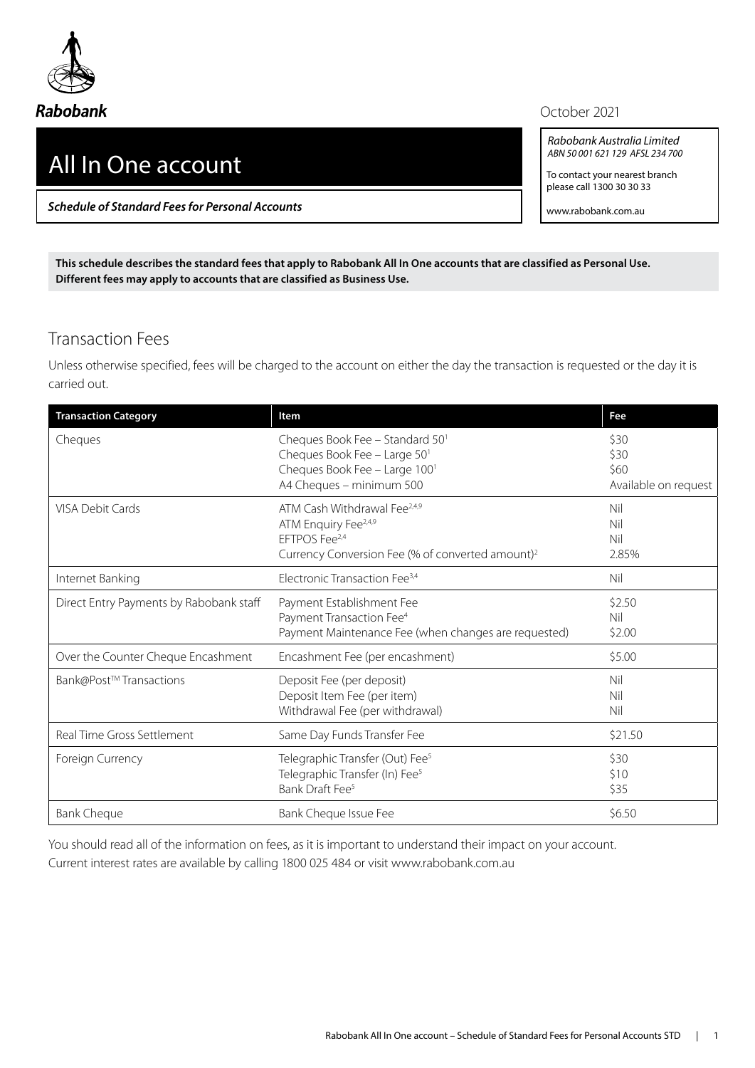Rabobank

October 2021

# All In One account

***Schedule of Standard Fees for Personal Accounts***

*Rabobank Australia Limited*
*ABN 50 001 621 129 AFSL 234 700*

To contact your nearest branch please call 1300 30 30 33

www.rabobank.com.au

**This schedule describes the standard fees that apply to Rabobank All In One accounts that are classified as Personal Use. Different fees may apply to accounts that are classified as Business Use.**

## Transaction Fees

Unless otherwise specified, fees will be charged to the account on either the day the transaction is requested or the day it is carried out.

| Transaction Category | Item | Fee |
|---|---|---|
| Cheques | Cheques Book Fee – Standard 50[1]<br>Cheques Book Fee – Large 50[1]<br>Cheques Book Fee – Large 100[1]<br>A4 Cheques – minimum 500 | \$30<br>\$30<br>\$60<br>Available on request |
| VISA Debit Cards | ATM Cash Withdrawal Fee[2,4,9]<br>ATM Enquiry Fee[2,4,9]<br>EFTPOS Fee[2,4]<br>Currency Conversion Fee (% of converted amount)[2] | Nil<br>Nil<br>Nil<br>2.85% |
| Internet Banking | Electronic Transaction Fee[3,4] | Nil |
| Direct Entry Payments by Rabobank staff | Payment Establishment Fee<br>Payment Transaction Fee[4]<br>Payment Maintenance Fee (when changes are requested) | \$2.50<br>Nil<br>\$2.00 |
| Over the Counter Cheque Encashment | Encashment Fee (per encashment) | \$5.00 |
| Bank@Post™ Transactions | Deposit Fee (per deposit)<br>Deposit Item Fee (per item)<br>Withdrawal Fee (per withdrawal) | Nil<br>Nil<br>Nil |
| Real Time Gross Settlement | Same Day Funds Transfer Fee | \$21.50 |
| Foreign Currency | Telegraphic Transfer (Out) Fee[5]<br>Telegraphic Transfer (In) Fee[5]<br>Bank Draft Fee[5] | \$30<br>\$10<br>\$35 |
| Bank Cheque | Bank Cheque Issue Fee | \$6.50 |

You should read all of the information on fees, as it is important to understand their impact on your account.
Current interest rates are available by calling 1800 025 484 or visit www.rabobank.com.au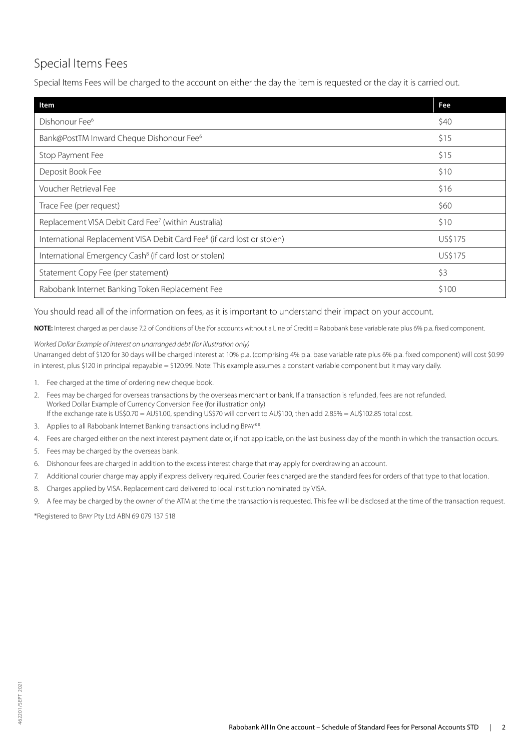## Special Items Fees

Special Items Fees will be charged to the account on either the day the item is requested or the day it is carried out.

| Item | Fee |
| --- | --- |
| Dishonour Fee[6] | \$40 |
| Bank@PostTM Inward Cheque Dishonour Fee[6] | \$15 |
| Stop Payment Fee | \$15 |
| Deposit Book Fee | \$10 |
| Voucher Retrieval Fee | \$16 |
| Trace Fee (per request) | \$60 |
| Replacement VISA Debit Card Fee[7] (within Australia) | \$10 |
| International Replacement VISA Debit Card Fee[8] (if card lost or stolen) | US\$175 |
| International Emergency Cash[8] (if card lost or stolen) | US\$175 |
| Statement Copy Fee (per statement) | \$3 |
| Rabobank Internet Banking Token Replacement Fee | \$100 |

You should read all of the information on fees, as it is important to understand their impact on your account.

**NOTE:** Interest charged as per clause 7.2 of Conditions of Use (for accounts without a Line of Credit) = Rabobank base variable rate plus 6% p.a. fixed component.

*Worked Dollar Example of interest on unarranged debt (for illustration only)*

Unarranged debt of \$120 for 30 days will be charged interest at 10% p.a. (comprising 4% p.a. base variable rate plus 6% p.a. fixed component) will cost \$0.99 in interest, plus \$120 in principal repayable = \$120.99. Note: This example assumes a constant variable component but it may vary daily.

1. Fee charged at the time of ordering new cheque book.
2. Fees may be charged for overseas transactions by the overseas merchant or bank. If a transaction is refunded, fees are not refunded.
   Worked Dollar Example of Currency Conversion Fee (for illustration only)
   If the exchange rate is US\$0.70 = AU\$1.00, spending US\$70 will convert to AU\$100, then add 2.85% = AU\$102.85 total cost.
3. Applies to all Rabobank Internet Banking transactions including BPAY®*.
4. Fees are charged either on the next interest payment date or, if not applicable, on the last business day of the month in which the transaction occurs.
5. Fees may be charged by the overseas bank.
6. Dishonour fees are charged in addition to the excess interest charge that may apply for overdrawing an account.
7. Additional courier charge may apply if express delivery required. Courier fees charged are the standard fees for orders of that type to that location.
8. Charges applied by VISA. Replacement card delivered to local institution nominated by VISA.
9. A fee may be charged by the owner of the ATM at the time the transaction is requested. This fee will be disclosed at the time of the transaction request.

*Registered to BPAY Pty Ltd ABN 69 079 137 518

46220 1/SEPT 2021